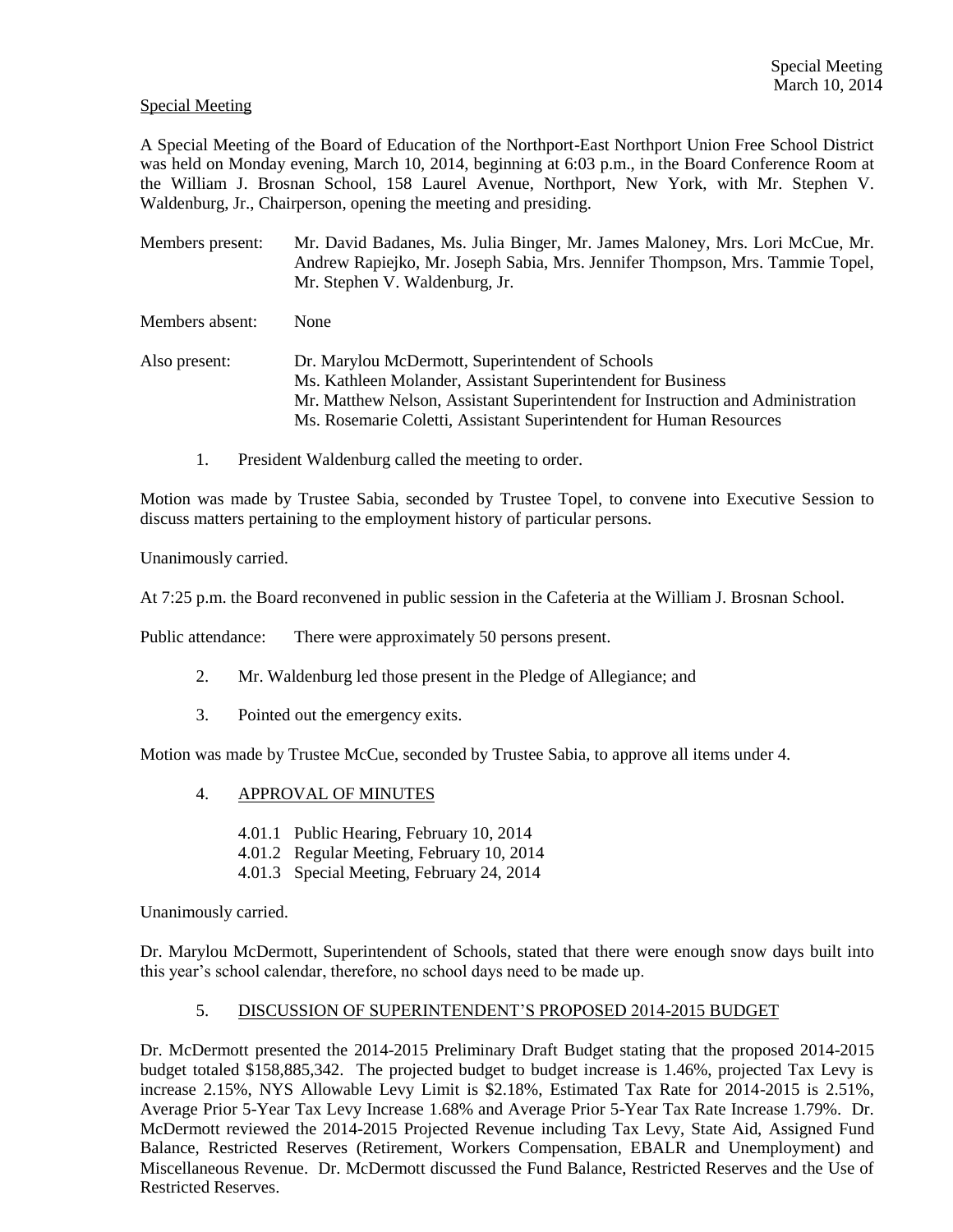Special Meeting

A Special Meeting of the Board of Education of the Northport-East Northport Union Free School District was held on Monday evening, March 10, 2014, beginning at 6:03 p.m., in the Board Conference Room at the William J. Brosnan School, 158 Laurel Avenue, Northport, New York, with Mr. Stephen V. Waldenburg, Jr., Chairperson, opening the meeting and presiding.

Members present: Mr. David Badanes, Ms. Julia Binger, Mr. James Maloney, Mrs. Lori McCue, Mr. Andrew Rapiejko, Mr. Joseph Sabia, Mrs. Jennifer Thompson, Mrs. Tammie Topel, Mr. Stephen V. Waldenburg, Jr.

Members absent: None

Also present: Dr. Marylou McDermott, Superintendent of Schools
Ms. Kathleen Molander, Assistant Superintendent for Business
Mr. Matthew Nelson, Assistant Superintendent for Instruction and Administration
Ms. Rosemarie Coletti, Assistant Superintendent for Human Resources

1. President Waldenburg called the meeting to order.

Motion was made by Trustee Sabia, seconded by Trustee Topel, to convene into Executive Session to discuss matters pertaining to the employment history of particular persons.

Unanimously carried.

At 7:25 p.m. the Board reconvened in public session in the Cafeteria at the William J. Brosnan School.

Public attendance: There were approximately 50 persons present.

2. Mr. Waldenburg led those present in the Pledge of Allegiance; and

3. Pointed out the emergency exits.

Motion was made by Trustee McCue, seconded by Trustee Sabia, to approve all items under 4.

4. APPROVAL OF MINUTES

   4.01.1 Public Hearing, February 10, 2014
   4.01.2 Regular Meeting, February 10, 2014
   4.01.3 Special Meeting, February 24, 2014

Unanimously carried.

Dr. Marylou McDermott, Superintendent of Schools, stated that there were enough snow days built into this year's school calendar, therefore, no school days need to be made up.

5. DISCUSSION OF SUPERINTENDENT'S PROPOSED 2014-2015 BUDGET

Dr. McDermott presented the 2014-2015 Preliminary Draft Budget stating that the proposed 2014-2015 budget totaled $158,885,342. The projected budget to budget increase is 1.46%, projected Tax Levy is increase 2.15%, NYS Allowable Levy Limit is $2.18%, Estimated Tax Rate for 2014-2015 is 2.51%, Average Prior 5-Year Tax Levy Increase 1.68% and Average Prior 5-Year Tax Rate Increase 1.79%. Dr. McDermott reviewed the 2014-2015 Projected Revenue including Tax Levy, State Aid, Assigned Fund Balance, Restricted Reserves (Retirement, Workers Compensation, EBALR and Unemployment) and Miscellaneous Revenue. Dr. McDermott discussed the Fund Balance, Restricted Reserves and the Use of Restricted Reserves.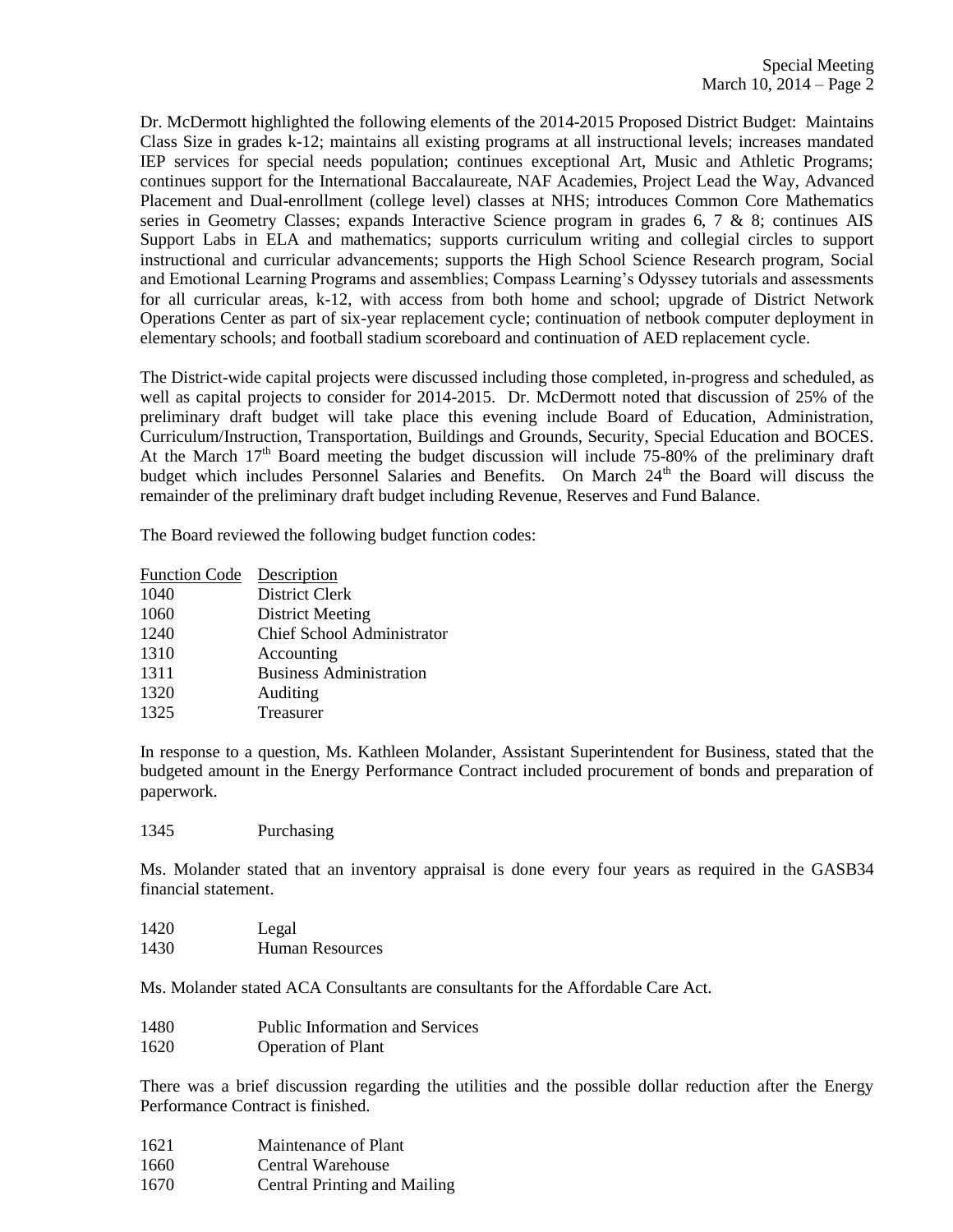Dr. McDermott highlighted the following elements of the 2014-2015 Proposed District Budget: Maintains Class Size in grades k-12; maintains all existing programs at all instructional levels; increases mandated IEP services for special needs population; continues exceptional Art, Music and Athletic Programs; continues support for the International Baccalaureate, NAF Academies, Project Lead the Way, Advanced Placement and Dual-enrollment (college level) classes at NHS; introduces Common Core Mathematics series in Geometry Classes; expands Interactive Science program in grades 6, 7 & 8; continues AIS Support Labs in ELA and mathematics; supports curriculum writing and collegial circles to support instructional and curricular advancements; supports the High School Science Research program, Social and Emotional Learning Programs and assemblies; Compass Learning's Odyssey tutorials and assessments for all curricular areas, k-12, with access from both home and school; upgrade of District Network Operations Center as part of six-year replacement cycle; continuation of netbook computer deployment in elementary schools; and football stadium scoreboard and continuation of AED replacement cycle.

The District-wide capital projects were discussed including those completed, in-progress and scheduled, as well as capital projects to consider for 2014-2015. Dr. McDermott noted that discussion of 25% of the preliminary draft budget will take place this evening include Board of Education, Administration, Curriculum/Instruction, Transportation, Buildings and Grounds, Security, Special Education and BOCES. At the March 17th Board meeting the budget discussion will include 75-80% of the preliminary draft budget which includes Personnel Salaries and Benefits. On March 24th the Board will discuss the remainder of the preliminary draft budget including Revenue, Reserves and Fund Balance.

The Board reviewed the following budget function codes:

| Function Code | Description |
|---|---|
| 1040 | District Clerk |
| 1060 | District Meeting |
| 1240 | Chief School Administrator |
| 1310 | Accounting |
| 1311 | Business Administration |
| 1320 | Auditing |
| 1325 | Treasurer |

In response to a question, Ms. Kathleen Molander, Assistant Superintendent for Business, stated that the budgeted amount in the Energy Performance Contract included procurement of bonds and preparation of paperwork.

1345 Purchasing

Ms. Molander stated that an inventory appraisal is done every four years as required in the GASB34 financial statement.

1420 Legal
1430 Human Resources

Ms. Molander stated ACA Consultants are consultants for the Affordable Care Act.

1480 Public Information and Services
1620 Operation of Plant

There was a brief discussion regarding the utilities and the possible dollar reduction after the Energy Performance Contract is finished.

1621 Maintenance of Plant
1660 Central Warehouse
1670 Central Printing and Mailing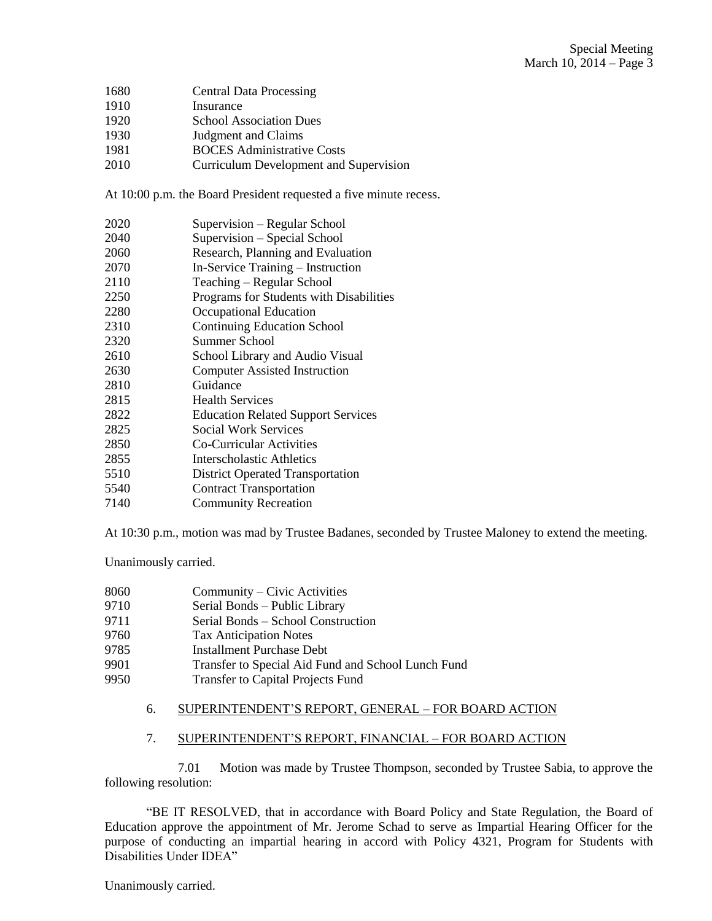1680 Central Data Processing
1910 Insurance
1920 School Association Dues
1930 Judgment and Claims
1981 BOCES Administrative Costs
2010 Curriculum Development and Supervision

At 10:00 p.m. the Board President requested a five minute recess.

2020 Supervision – Regular School
2040 Supervision – Special School
2060 Research, Planning and Evaluation
2070 In-Service Training – Instruction
2110 Teaching – Regular School
2250 Programs for Students with Disabilities
2280 Occupational Education
2310 Continuing Education School
2320 Summer School
2610 School Library and Audio Visual
2630 Computer Assisted Instruction
2810 Guidance
2815 Health Services
2822 Education Related Support Services
2825 Social Work Services
2850 Co-Curricular Activities
2855 Interscholastic Athletics
5510 District Operated Transportation
5540 Contract Transportation
7140 Community Recreation

At 10:30 p.m., motion was mad by Trustee Badanes, seconded by Trustee Maloney to extend the meeting.

Unanimously carried.

8060 Community – Civic Activities
9710 Serial Bonds – Public Library
9711 Serial Bonds – School Construction
9760 Tax Anticipation Notes
9785 Installment Purchase Debt
9901 Transfer to Special Aid Fund and School Lunch Fund
9950 Transfer to Capital Projects Fund

6. SUPERINTENDENT'S REPORT, GENERAL – FOR BOARD ACTION

7. SUPERINTENDENT'S REPORT, FINANCIAL – FOR BOARD ACTION

7.01 Motion was made by Trustee Thompson, seconded by Trustee Sabia, to approve the following resolution:

"BE IT RESOLVED, that in accordance with Board Policy and State Regulation, the Board of Education approve the appointment of Mr. Jerome Schad to serve as Impartial Hearing Officer for the purpose of conducting an impartial hearing in accord with Policy 4321, Program for Students with Disabilities Under IDEA"

Unanimously carried.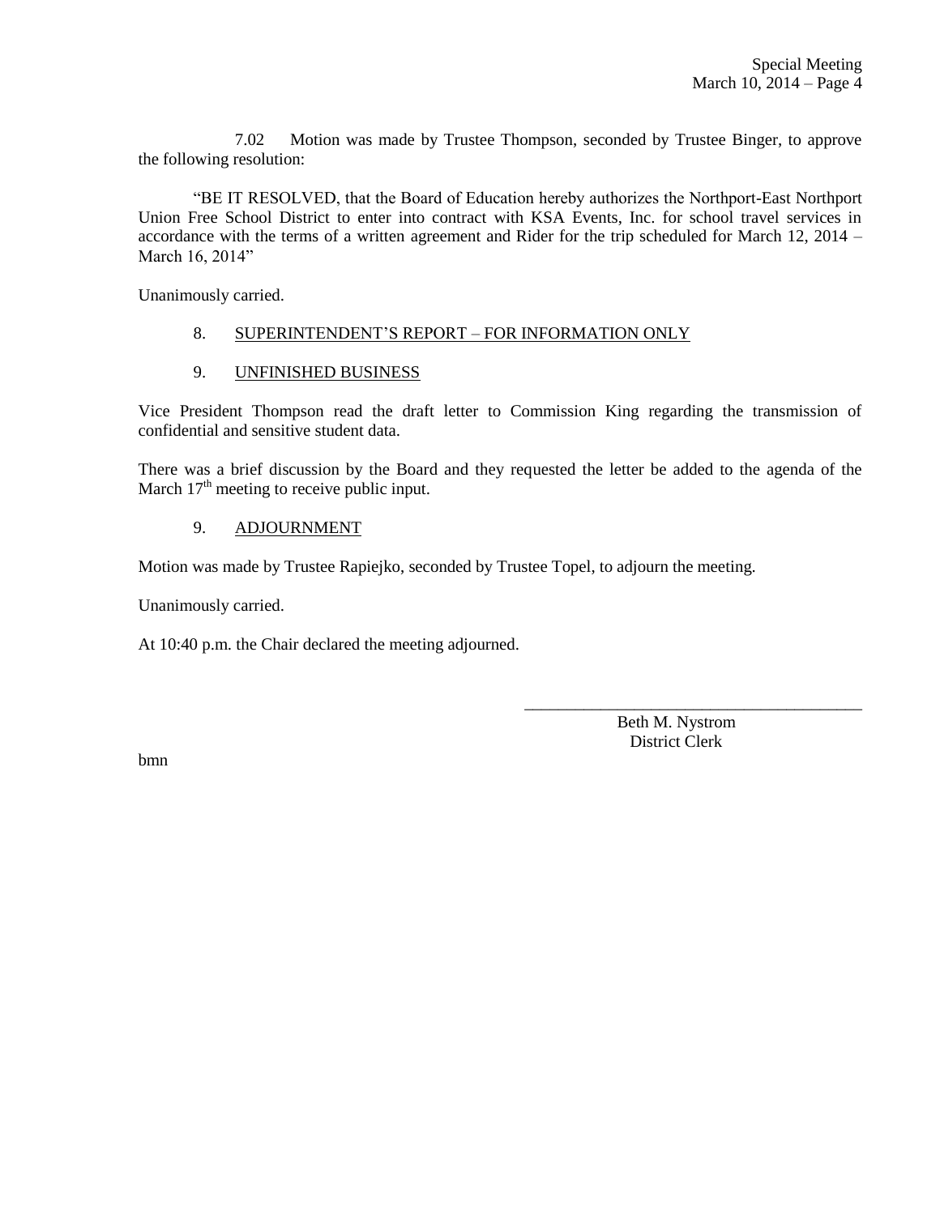7.02 Motion was made by Trustee Thompson, seconded by Trustee Binger, to approve the following resolution:

"BE IT RESOLVED, that the Board of Education hereby authorizes the Northport-East Northport Union Free School District to enter into contract with KSA Events, Inc. for school travel services in accordance with the terms of a written agreement and Rider for the trip scheduled for March 12, 2014 – March 16, 2014"

Unanimously carried.

8. SUPERINTENDENT'S REPORT – FOR INFORMATION ONLY

9. UNFINISHED BUSINESS

Vice President Thompson read the draft letter to Commission King regarding the transmission of confidential and sensitive student data.

There was a brief discussion by the Board and they requested the letter be added to the agenda of the March 17th meeting to receive public input.

9. ADJOURNMENT

Motion was made by Trustee Rapiejko, seconded by Trustee Topel, to adjourn the meeting.

Unanimously carried.

At 10:40 p.m. the Chair declared the meeting adjourned.

\_\_\_\_\_\_\_\_\_\_\_\_\_\_\_\_\_\_\_\_\_\_\_\_\_\_\_\_\_\_\_\_\_\_\_\_\_\_\_\_

Beth M. Nystrom
District Clerk

bmn